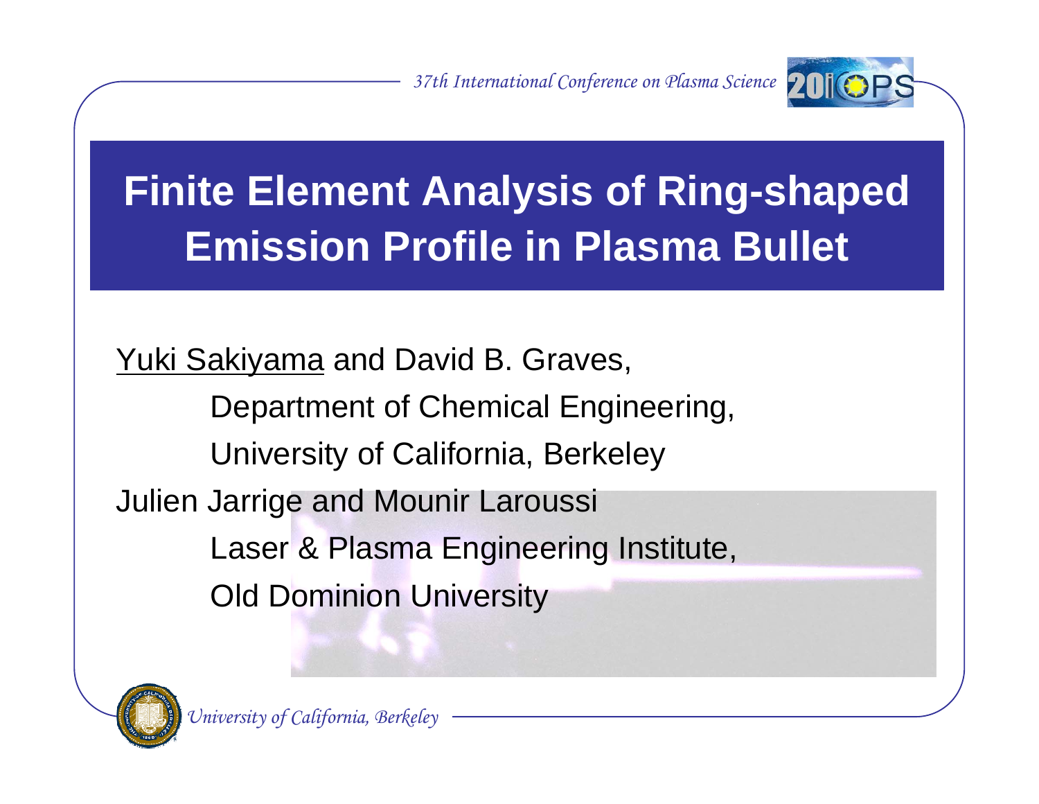# Finite Element Analysis of Ring-shaped Emission Profile in Plasma Bullet

Yuki Sakiyama and David B. Graves,

Department of Chemical Engineering,

University of California, Berkeley

Julien Jarrige and Mounir Laroussi

Laser & Plasma Engineering Institute,

Old Dominion University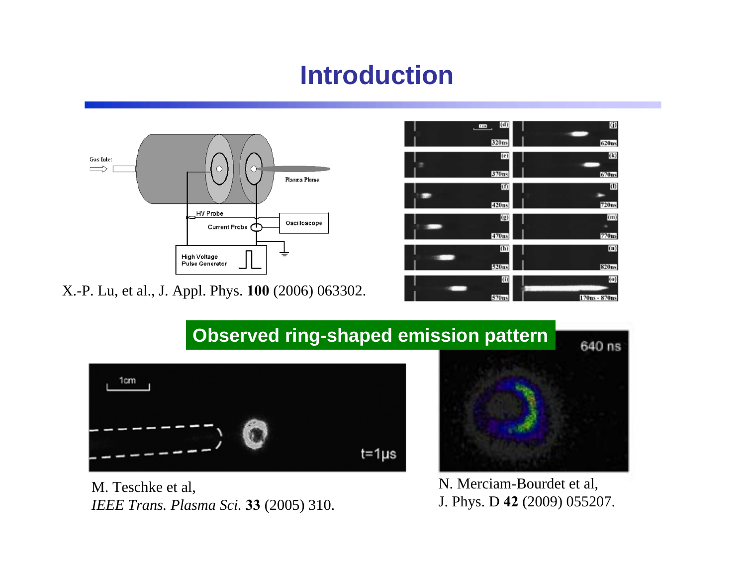# Introduction

X.-P. Lu, et al., J. Appl. Phys. **100** (2006) 063302.

**Observed ring-shaped emission pattern**

M. Teschke et al,
*IEEE Trans. Plasma Sci.* **33** (2005) 310.

N. Merciam-Bourdet et al,
J. Phys. D **42** (2009) 055207.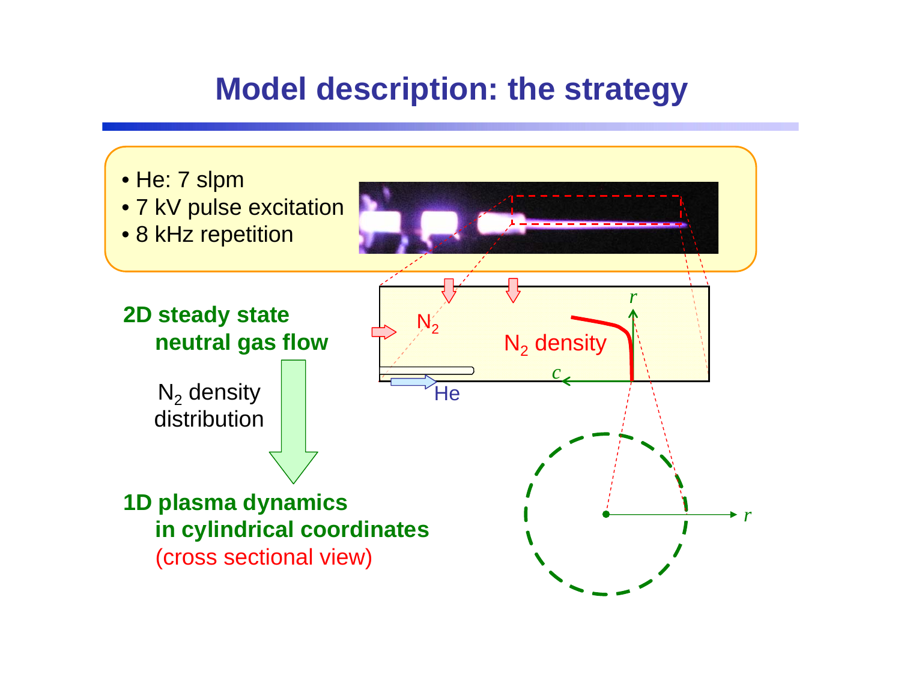# Model description: the strategy

- He: 7 slpm
- 7 kV pulse excitation
- 8 kHz repetition

**2D steady state neutral gas flow**

$N_2$ density distribution

**1D plasma dynamics in cylindrical coordinates**
(cross sectional view)

$N_2$

$N_2$ density

He

$r$

$c$

$r$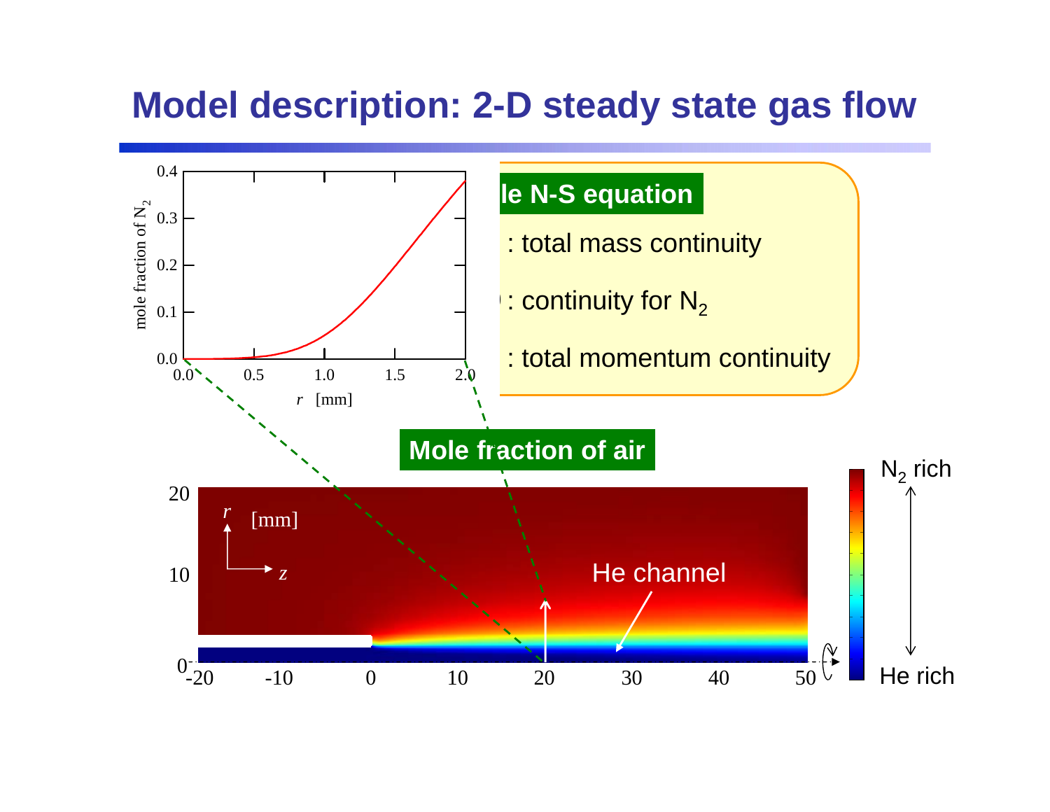# Model description: 2-D steady state gas flow

**le N-S equation**

- : total mass continuity
- : continuity for $N_2$
- : total momentum continuity

**Mole fraction of air**

mole fraction of $N_2$ (0.0–0.4) vs. $r$ [mm] (0.0–2.0)

$r$ [mm], $z$

He channel

$N_2$ rich

He rich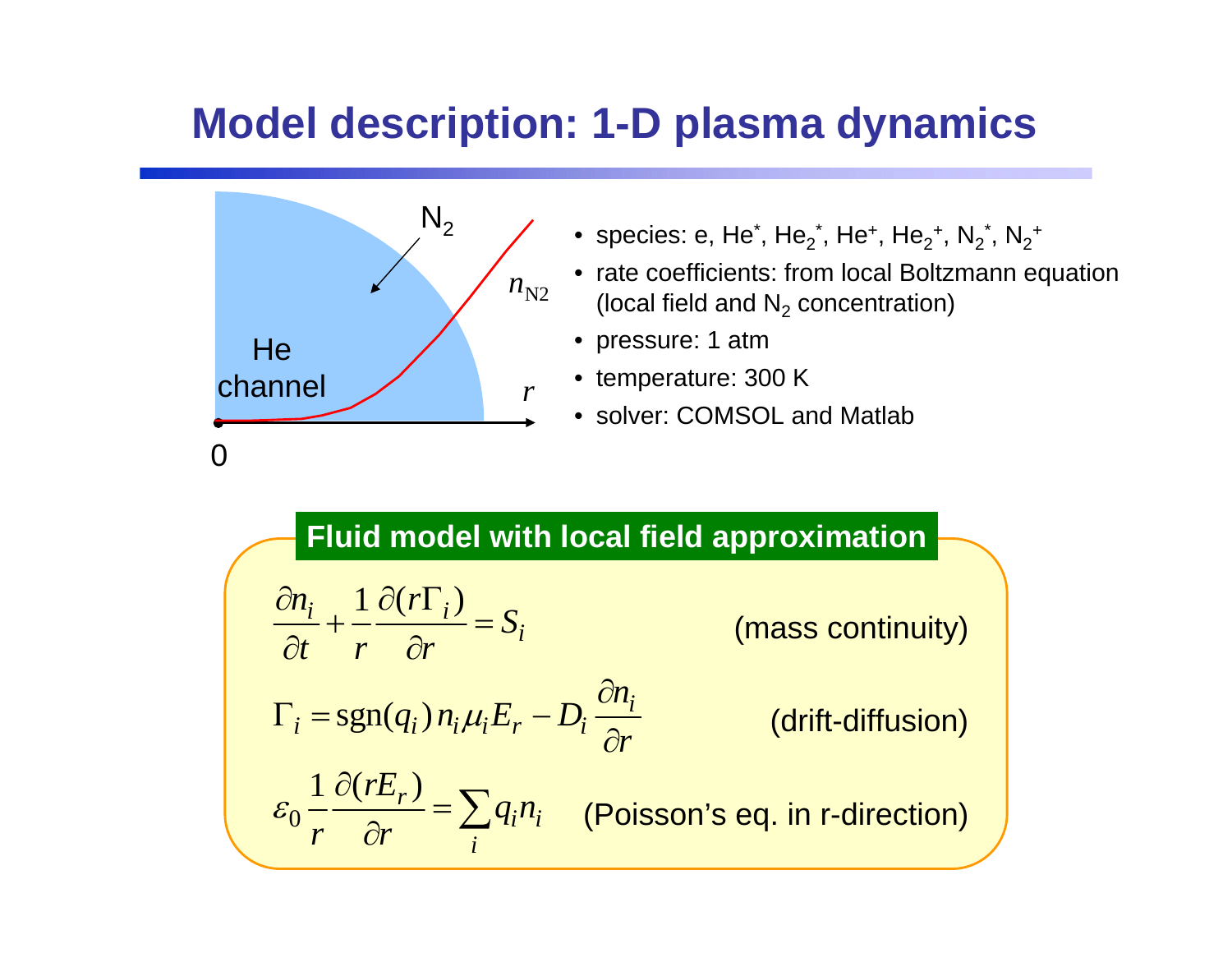# Model description: 1-D plasma dynamics

He channel

$N_2$

$n_{N2}$

$r$

0

- species: e, $He^*$, $He_2^*$, $He^+$, $He_2^+$, $N_2^*$, $N_2^+$
- rate coefficients: from local Boltzmann equation (local field and $N_2$ concentration)
- pressure: 1 atm
- temperature: 300 K
- solver: COMSOL and Matlab

## Fluid model with local field approximation

$$\frac{\partial n_i}{\partial t} + \frac{1}{r}\frac{\partial (r\Gamma_i)}{\partial r} = S_i \qquad \text{(mass continuity)}$$

$$\Gamma_i = \text{sgn}(q_i)\, n_i \mu_i E_r - D_i \frac{\partial n_i}{\partial r} \qquad \text{(drift-diffusion)}$$

$$\varepsilon_0 \frac{1}{r}\frac{\partial (rE_r)}{\partial r} = \sum_i q_i n_i \qquad \text{(Poisson's eq. in r-direction)}$$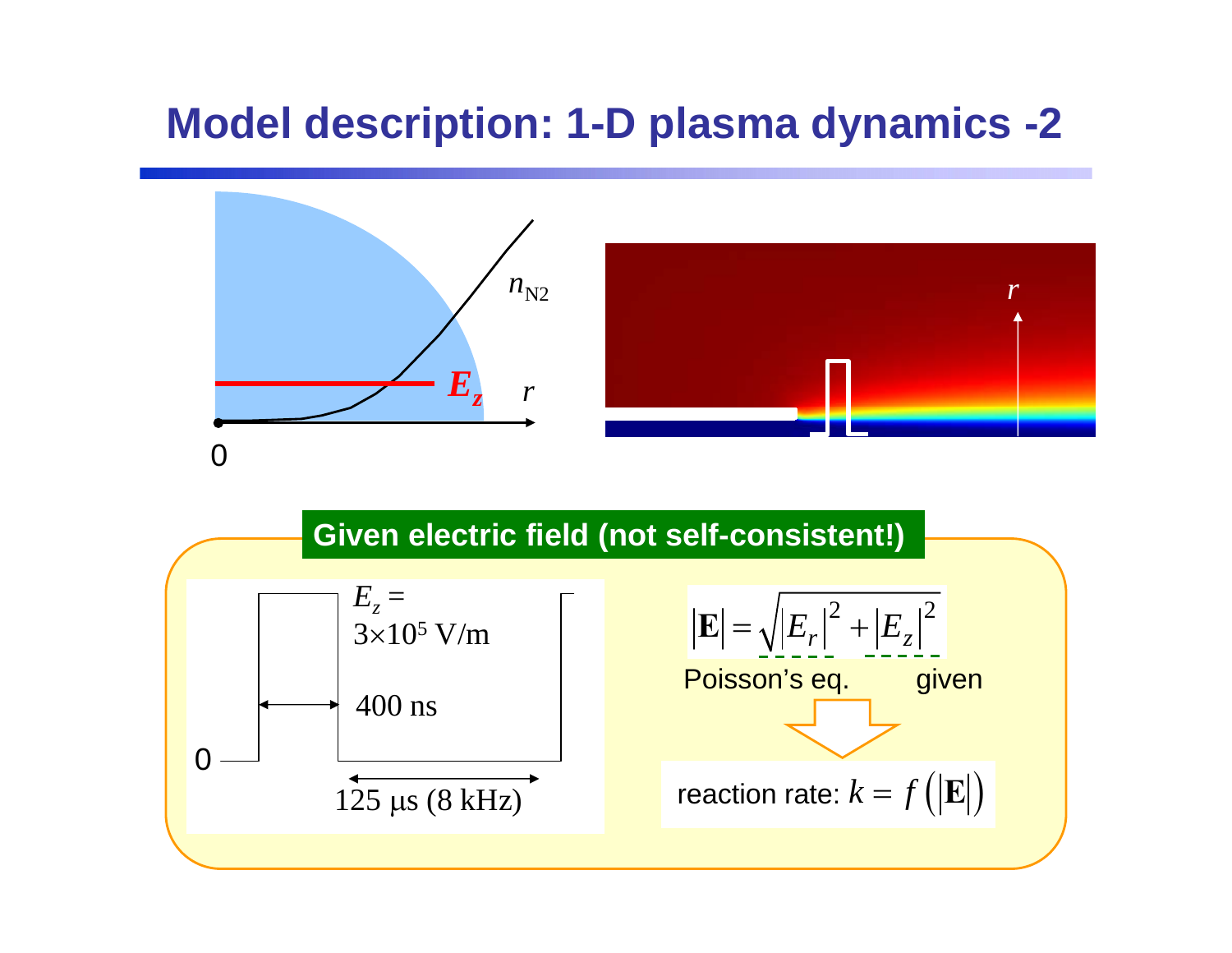# Model description: 1-D plasma dynamics -2

$n_{N2}$

$E_z$

$r$

0

$r$

**Given electric field (not self-consistent!)**

$E_z =$ $3\times10^5$ V/m

400 ns

0

125 μs (8 kHz)

$$|\mathbf{E}| = \sqrt{|E_r|^2 + |E_z|^2}$$

Poisson's eq. given

reaction rate: $k = f\left(|\mathbf{E}|\right)$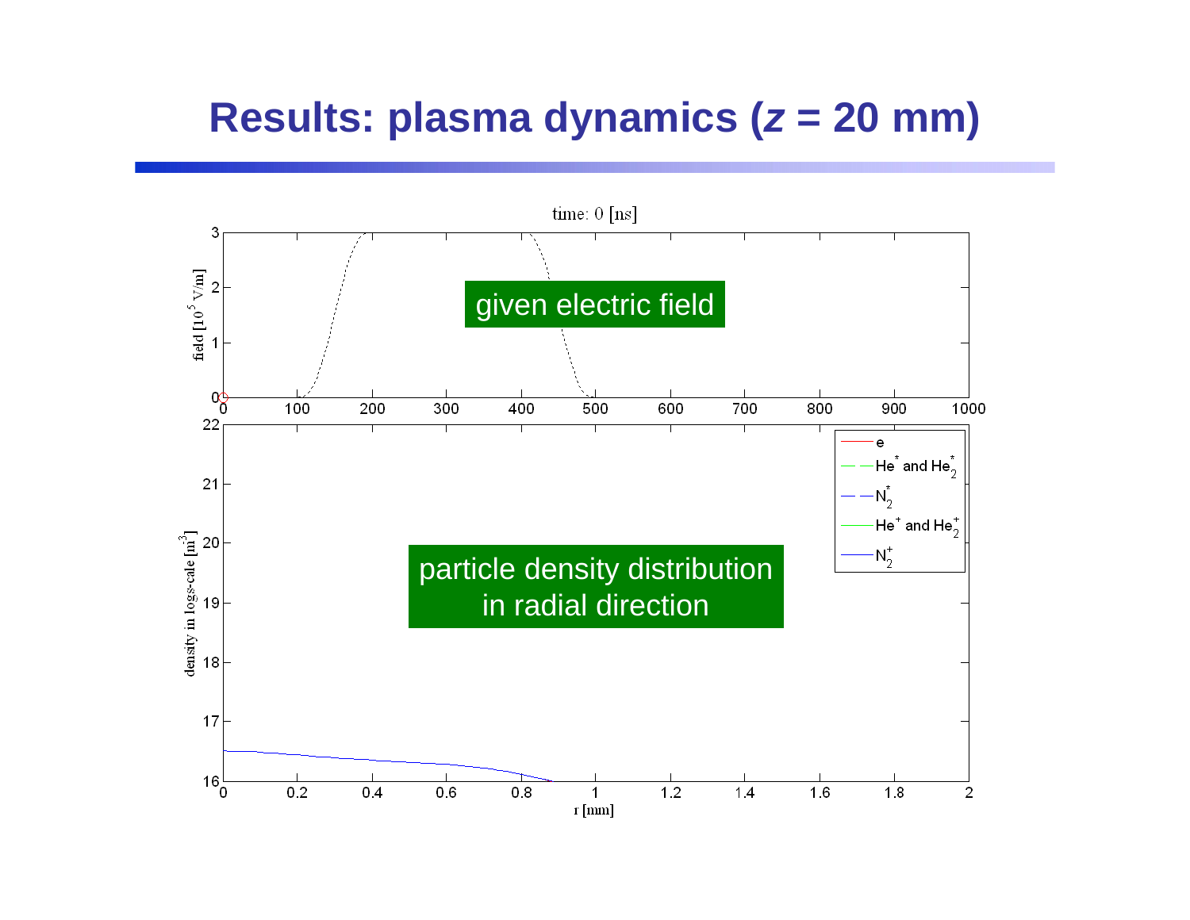# Results: plasma dynamics (*z* = 20 mm)

time: 0 [ns]

field [$10^5$ V/m]

given electric field

density in logs-cale [$m^3$]

r [mm]

e

$He^*$ and $He_2^*$

$N_2^*$

$He^+$ and $He_2^+$

$N_2^+$

particle density distribution in radial direction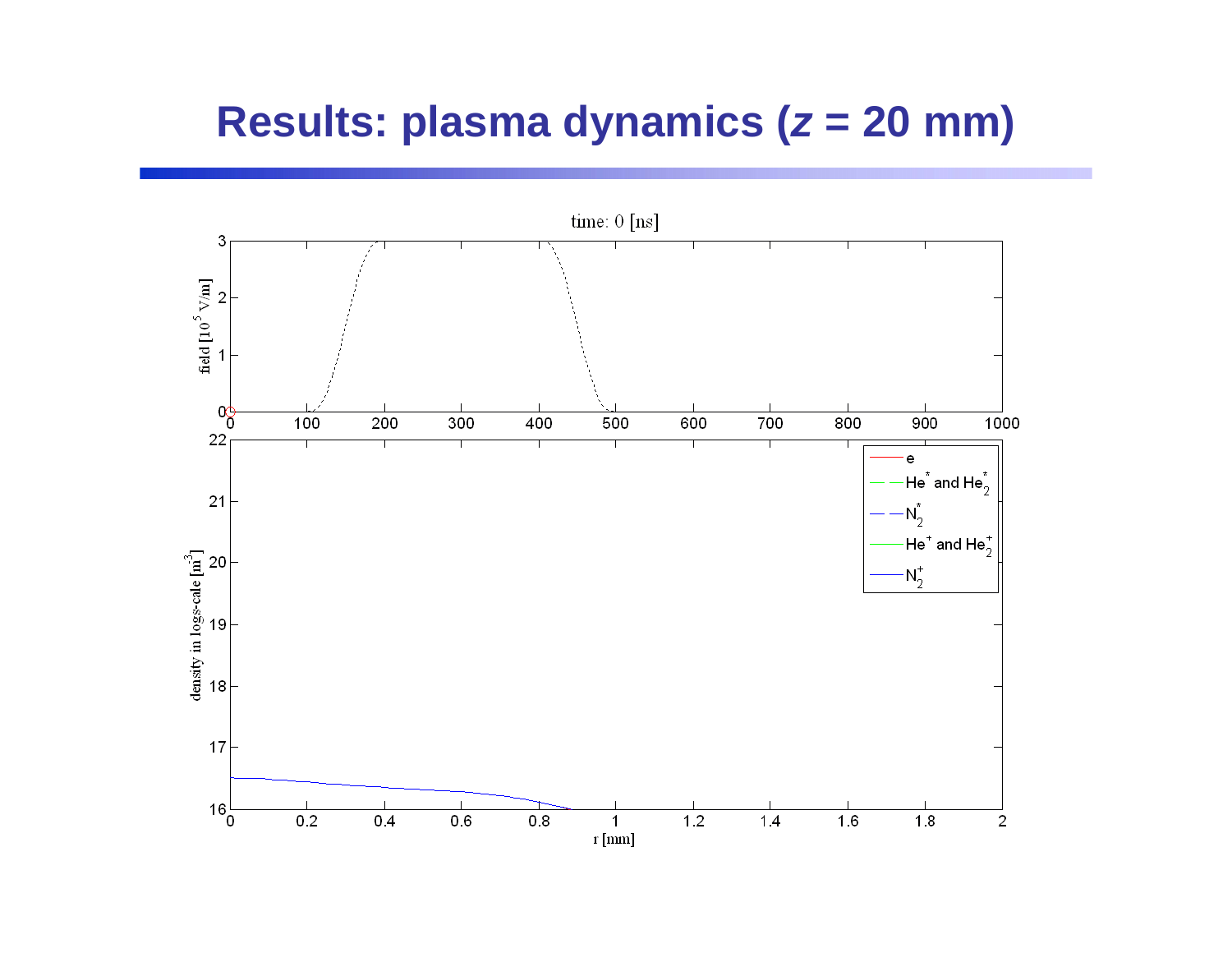# Results: plasma dynamics ($z$ = 20 mm)

time: 0 [ns]

field [$10^5$ V/m]

density in logs-cale [$m^{-3}$]

r [mm]

- e
- $He^*$ and $He_2^*$
- $N_2^*$
- $He^+$ and $He_2^+$
- $N_2^+$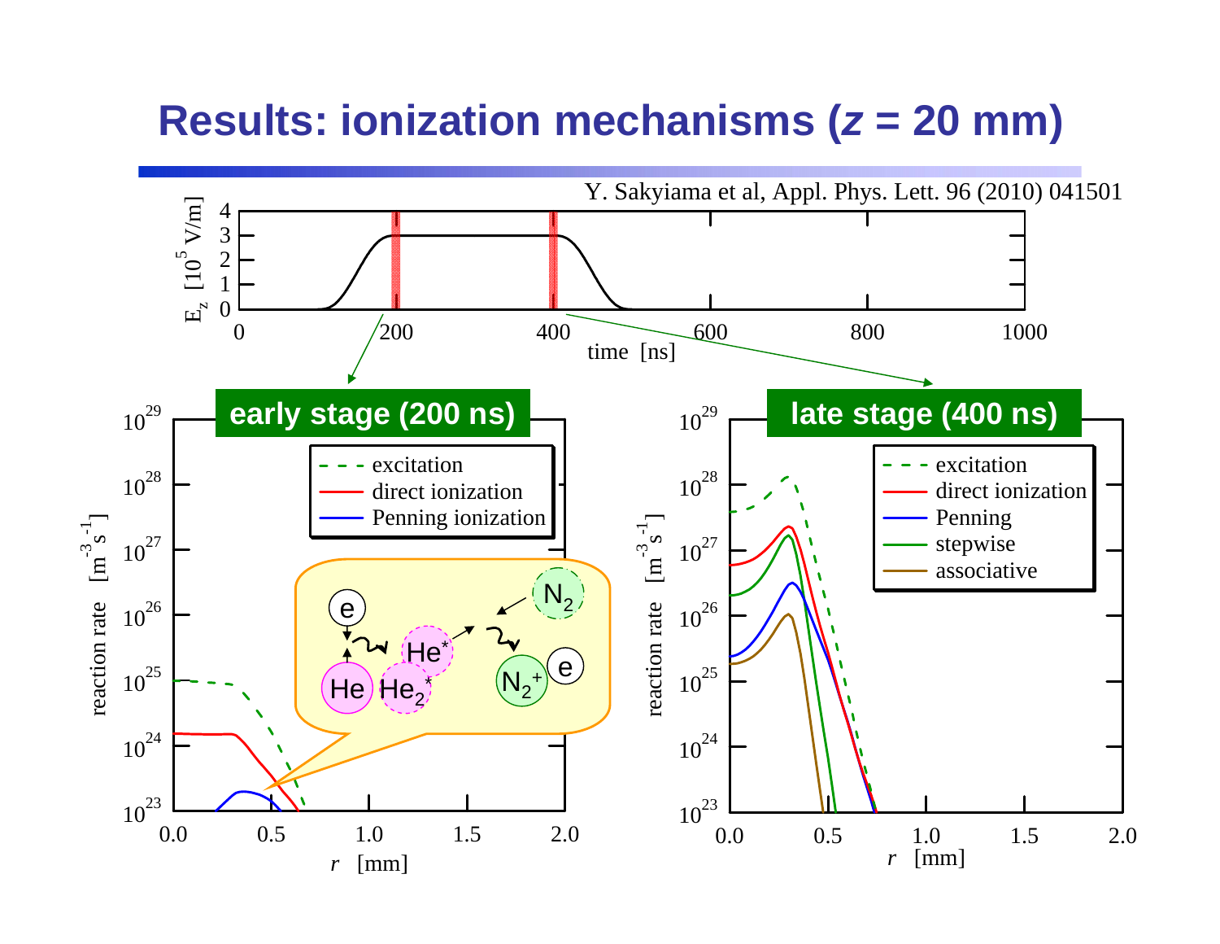# Results: ionization mechanisms (*z* = 20 mm)

Y. Sakyiama et al, Appl. Phys. Lett. 96 (2010) 041501

$E_z$ [$10^5$ V/m] vs. time [ns]

**early stage (200 ns)**

- excitation
- direct ionization
- Penning ionization

reaction rate [$m^{-3}s^{-1}$] vs. *r* [mm]

e, He, $He^*$, $He_2^*$, $N_2$, $N_2^+$, e

**late stage (400 ns)**

- excitation
- direct ionization
- Penning
- stepwise
- associative

reaction rate [$m^{-3}s^{-1}$] vs. *r* [mm]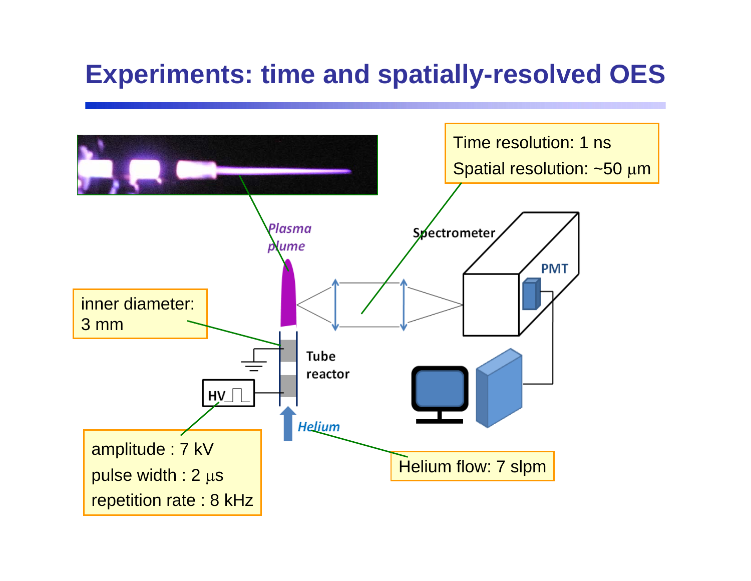# Experiments: time and spatially-resolved OES

Time resolution: 1 ns

Spatial resolution: ~50 μm

Plasma plume

Spectrometer

PMT

inner diameter: 3 mm

Tube reactor

HV

amplitude : 7 kV

pulse width : 2 μs

repetition rate : 8 kHz

Helium

Helium flow: 7 slpm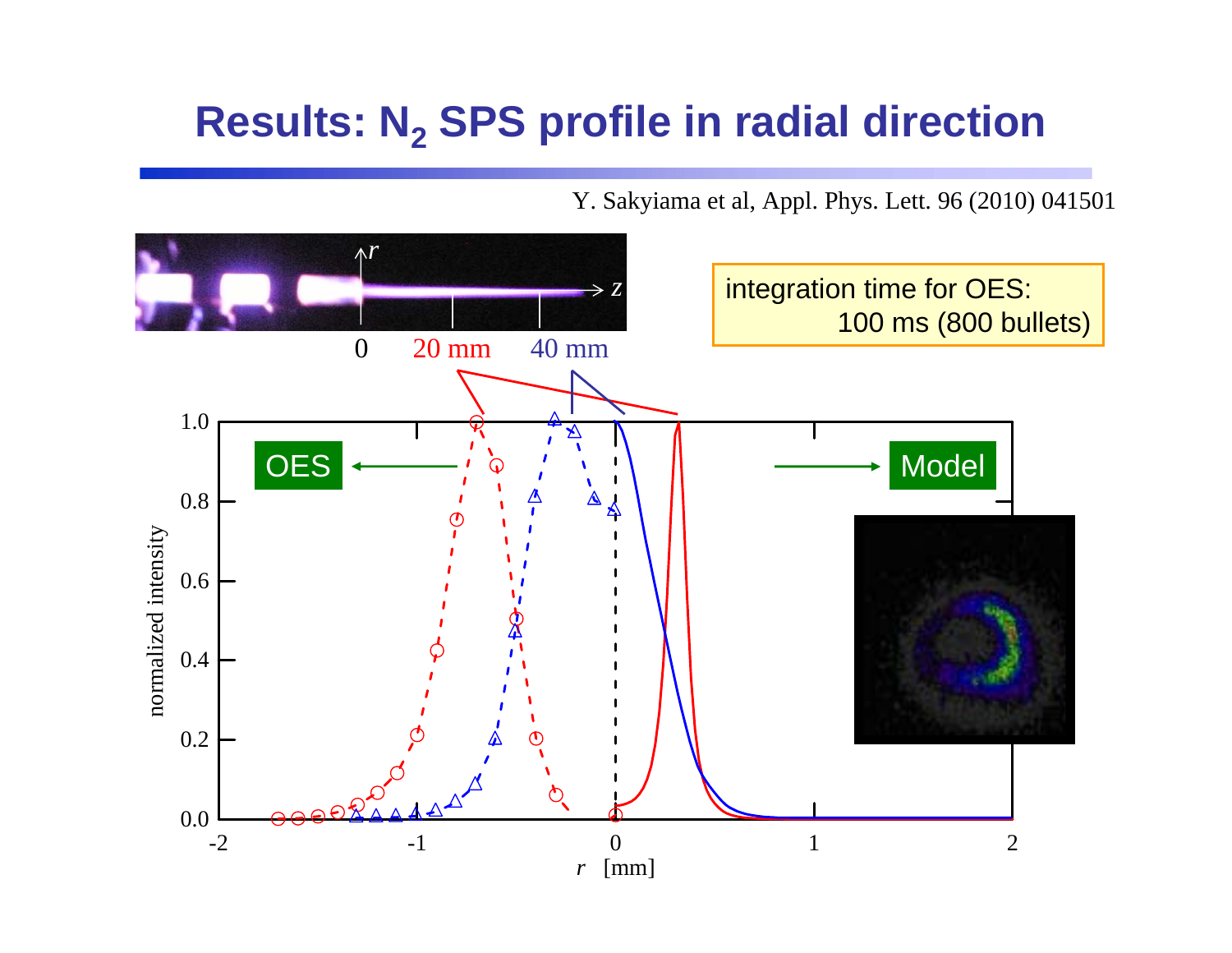# Results: $N_2$ SPS profile in radial direction

Y. Sakyiama et al, Appl. Phys. Lett. 96 (2010) 041501

integration time for OES: 100 ms (800 bullets)

0 20 mm 40 mm

OES ← → Model

normalized intensity

$r$ [mm]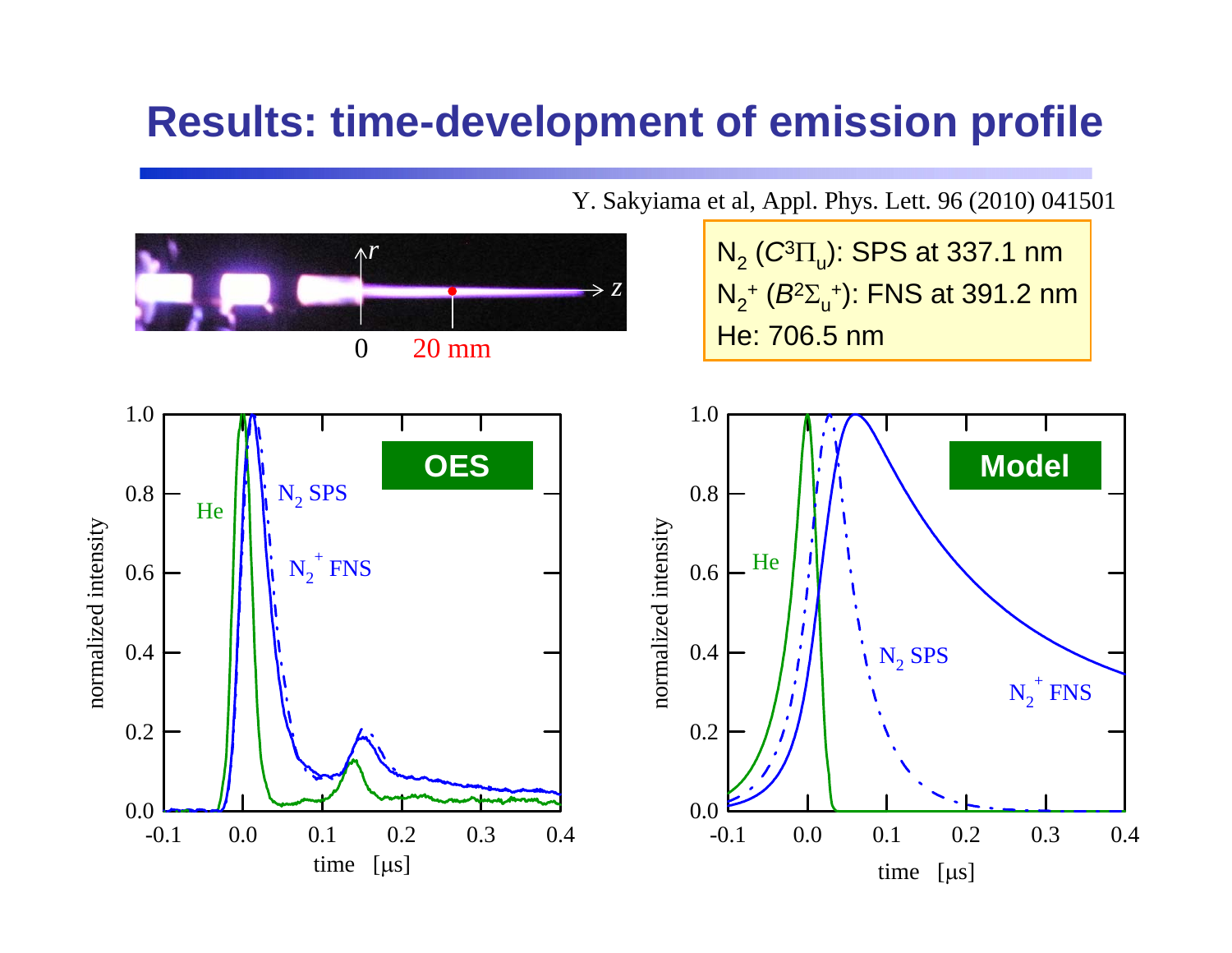# Results: time-development of emission profile

Y. Sakyiama et al, Appl. Phys. Lett. 96 (2010) 041501

$N_2$ ($C^3\Pi_u$): SPS at 337.1 nm
$N_2^+$ ($B^2\Sigma_u^+$): FNS at 391.2 nm
He: 706.5 nm

0 20 mm

**OES**

**Model**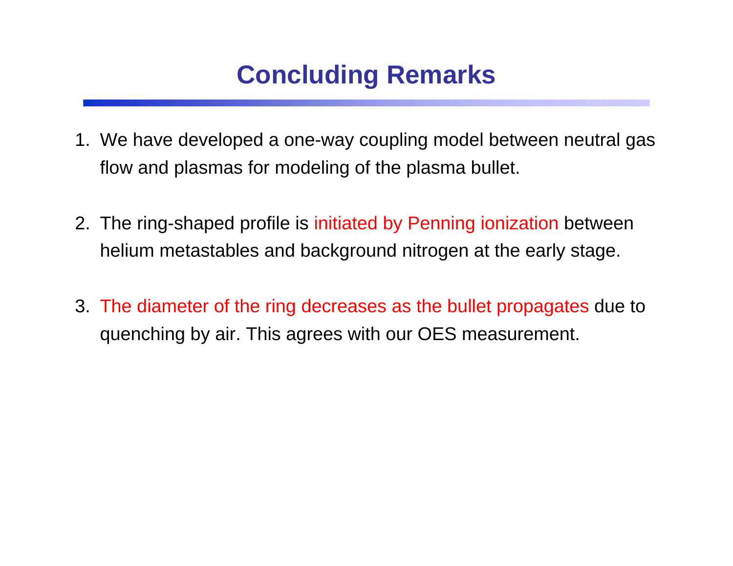# Concluding Remarks

1. We have developed a one-way coupling model between neutral gas flow and plasmas for modeling of the plasma bullet.

2. The ring-shaped profile is initiated by Penning ionization between helium metastables and background nitrogen at the early stage.

3. The diameter of the ring decreases as the bullet propagates due to quenching by air. This agrees with our OES measurement.